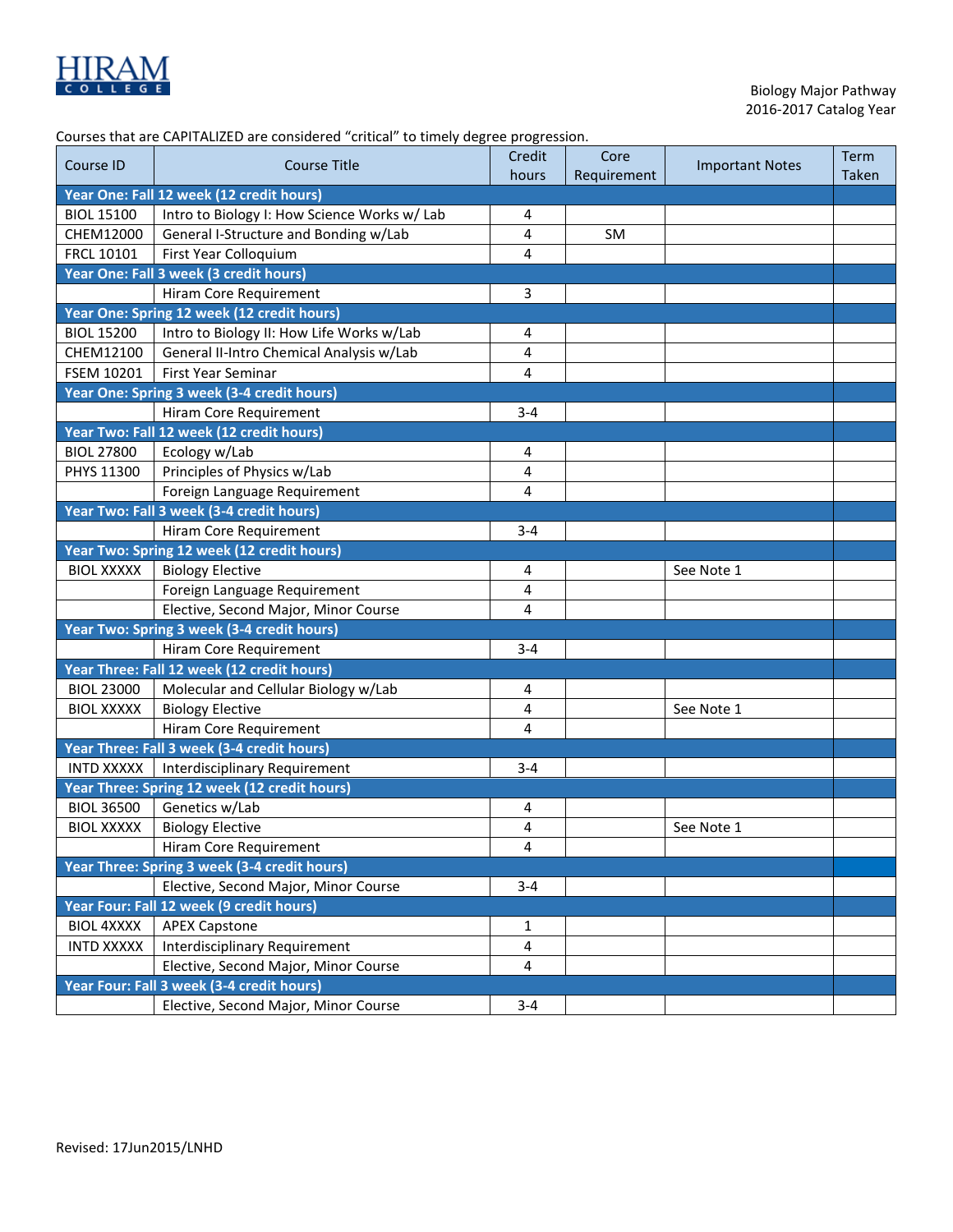HIRAM COLLEGE

Biology Major Pathway
2016-2017 Catalog Year

Courses that are CAPITALIZED are considered "critical" to timely degree progression.

| Course ID | Course Title | Credit hours | Core Requirement | Important Notes | Term Taken |
|---|---|---|---|---|---|
| **Year One: Fall 12 week (12 credit hours)** | | | | | |
| BIOL 15100 | Intro to Biology I: How Science Works w/ Lab | 4 | | | |
| CHEM12000 | General I-Structure and Bonding w/Lab | 4 | SM | | |
| FRCL 10101 | First Year Colloquium | 4 | | | |
| **Year One: Fall 3 week (3 credit hours)** | | | | | |
| | Hiram Core Requirement | 3 | | | |
| **Year One: Spring 12 week (12 credit hours)** | | | | | |
| BIOL 15200 | Intro to Biology II: How Life Works w/Lab | 4 | | | |
| CHEM12100 | General II-Intro Chemical Analysis w/Lab | 4 | | | |
| FSEM 10201 | First Year Seminar | 4 | | | |
| **Year One: Spring 3 week (3-4 credit hours)** | | | | | |
| | Hiram Core Requirement | 3-4 | | | |
| **Year Two: Fall 12 week (12 credit hours)** | | | | | |
| BIOL 27800 | Ecology w/Lab | 4 | | | |
| PHYS 11300 | Principles of Physics w/Lab | 4 | | | |
| | Foreign Language Requirement | 4 | | | |
| **Year Two: Fall 3 week (3-4 credit hours)** | | | | | |
| | Hiram Core Requirement | 3-4 | | | |
| **Year Two: Spring 12 week (12 credit hours)** | | | | | |
| BIOL XXXXX | Biology Elective | 4 | | See Note 1 | |
| | Foreign Language Requirement | 4 | | | |
| | Elective, Second Major, Minor Course | 4 | | | |
| **Year Two: Spring 3 week (3-4 credit hours)** | | | | | |
| | Hiram Core Requirement | 3-4 | | | |
| **Year Three: Fall 12 week (12 credit hours)** | | | | | |
| BIOL 23000 | Molecular and Cellular Biology w/Lab | 4 | | | |
| BIOL XXXXX | Biology Elective | 4 | | See Note 1 | |
| | Hiram Core Requirement | 4 | | | |
| **Year Three: Fall 3 week (3-4 credit hours)** | | | | | |
| INTD XXXXX | Interdisciplinary Requirement | 3-4 | | | |
| **Year Three: Spring 12 week (12 credit hours)** | | | | | |
| BIOL 36500 | Genetics w/Lab | 4 | | | |
| BIOL XXXXX | Biology Elective | 4 | | See Note 1 | |
| | Hiram Core Requirement | 4 | | | |
| **Year Three: Spring 3 week (3-4 credit hours)** | | | | | |
| | Elective, Second Major, Minor Course | 3-4 | | | |
| **Year Four: Fall 12 week (9 credit hours)** | | | | | |
| BIOL 4XXXX | APEX Capstone | 1 | | | |
| INTD XXXXX | Interdisciplinary Requirement | 4 | | | |
| | Elective, Second Major, Minor Course | 4 | | | |
| **Year Four: Fall 3 week (3-4 credit hours)** | | | | | |
| | Elective, Second Major, Minor Course | 3-4 | | | |

Revised: 17Jun2015/LNHD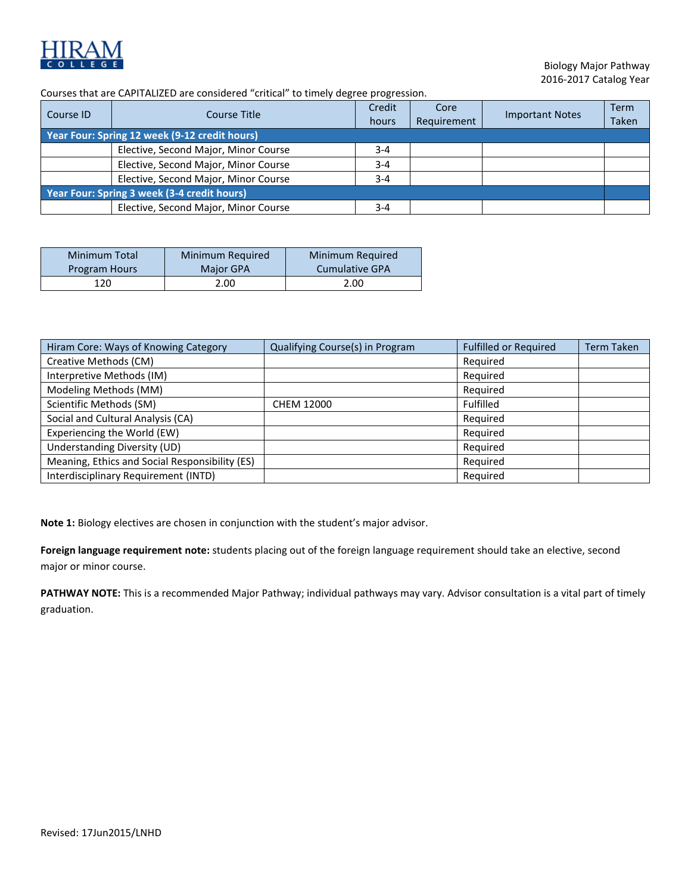Courses that are CAPITALIZED are considered "critical" to timely degree progression.

| Course ID | Course Title | Credit hours | Core Requirement | Important Notes | Term Taken |
|---|---|---|---|---|---|
| **Year Four: Spring 12 week (9-12 credit hours)** | | | | | |
| | Elective, Second Major, Minor Course | 3-4 | | | |
| | Elective, Second Major, Minor Course | 3-4 | | | |
| | Elective, Second Major, Minor Course | 3-4 | | | |
| **Year Four: Spring 3 week (3-4 credit hours)** | | | | | |
| | Elective, Second Major, Minor Course | 3-4 | | | |

| Minimum Total Program Hours | Minimum Required Major GPA | Minimum Required Cumulative GPA |
|---|---|---|
| 120 | 2.00 | 2.00 |

| Hiram Core: Ways of Knowing Category | Qualifying Course(s) in Program | Fulfilled or Required | Term Taken |
|---|---|---|---|
| Creative Methods (CM) | | Required | |
| Interpretive Methods (IM) | | Required | |
| Modeling Methods (MM) | | Required | |
| Scientific Methods (SM) | CHEM 12000 | Fulfilled | |
| Social and Cultural Analysis (CA) | | Required | |
| Experiencing the World (EW) | | Required | |
| Understanding Diversity (UD) | | Required | |
| Meaning, Ethics and Social Responsibility (ES) | | Required | |
| Interdisciplinary Requirement (INTD) | | Required | |

**Note 1:** Biology electives are chosen in conjunction with the student's major advisor.

**Foreign language requirement note:** students placing out of the foreign language requirement should take an elective, second major or minor course.

**PATHWAY NOTE:** This is a recommended Major Pathway; individual pathways may vary. Advisor consultation is a vital part of timely graduation.

Revised: 17Jun2015/LNHD